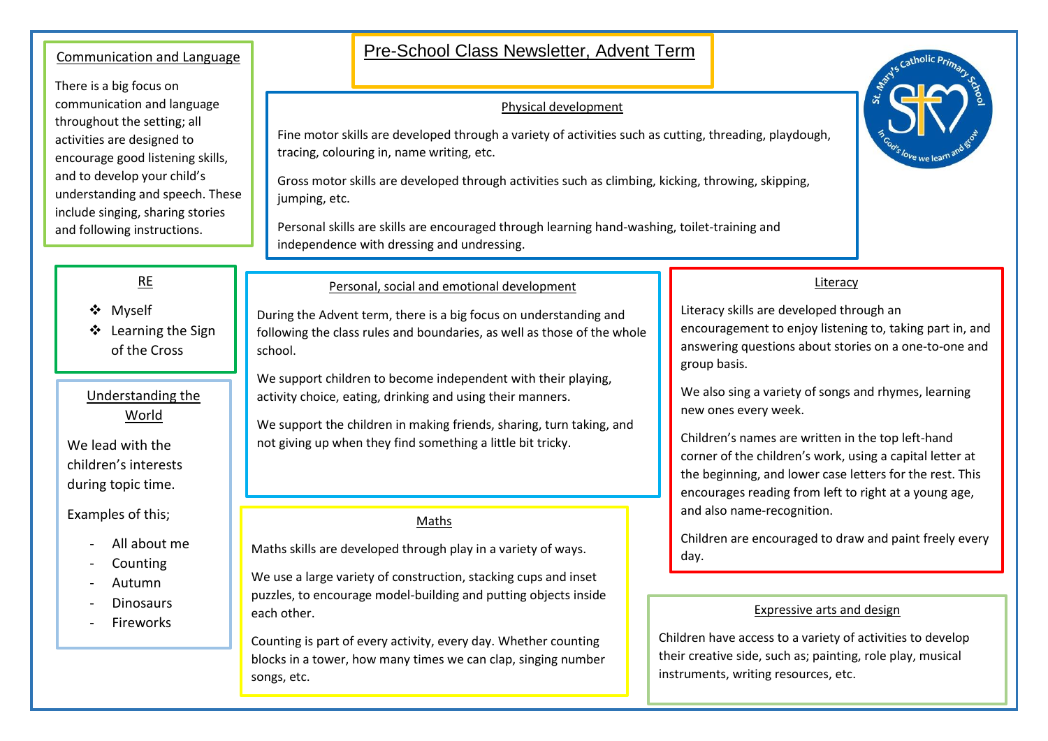# Pre-School Class Newsletter, Advent Term

## Communication and Language

There is a big focus on communication and language throughout the setting; all activities are designed to encourage good listening skills, and to develop your child's understanding and speech. These include singing, sharing stories and following instructions.

## Physical development

Fine motor skills are developed through a variety of activities such as cutting, threading, playdough, tracing, colouring in, name writing, etc.

Gross motor skills are developed through activities such as climbing, kicking, throwing, skipping, jumping, etc.

Personal skills are skills are encouraged through learning hand-washing, toilet-training and independence with dressing and undressing.

## RE

- Myself
- Learning the Sign of the Cross

## Understanding the World

We lead with the children's interests during topic time.

Examples of this;

- All about me
- Counting
- Autumn
- Dinosaurs
- Fireworks

## Personal, social and emotional development

During the Advent term, there is a big focus on understanding and following the class rules and boundaries, as well as those of the whole school.

We support children to become independent with their playing, activity choice, eating, drinking and using their manners.

We support the children in making friends, sharing, turn taking, and not giving up when they find something a little bit tricky.

## Maths

Maths skills are developed through play in a variety of ways.

We use a large variety of construction, stacking cups and inset puzzles, to encourage model-building and putting objects inside each other.

Counting is part of every activity, every day. Whether counting blocks in a tower, how many times we can clap, singing number songs, etc.

## Literacy

Literacy skills are developed through an encouragement to enjoy listening to, taking part in, and answering questions about stories on a one-to-one and group basis.

We also sing a variety of songs and rhymes, learning new ones every week.

Children's names are written in the top left-hand corner of the children's work, using a capital letter at the beginning, and lower case letters for the rest. This encourages reading from left to right at a young age, and also name-recognition.

Children are encouraged to draw and paint freely every day.

## Expressive arts and design

Children have access to a variety of activities to develop their creative side, such as; painting, role play, musical instruments, writing resources, etc.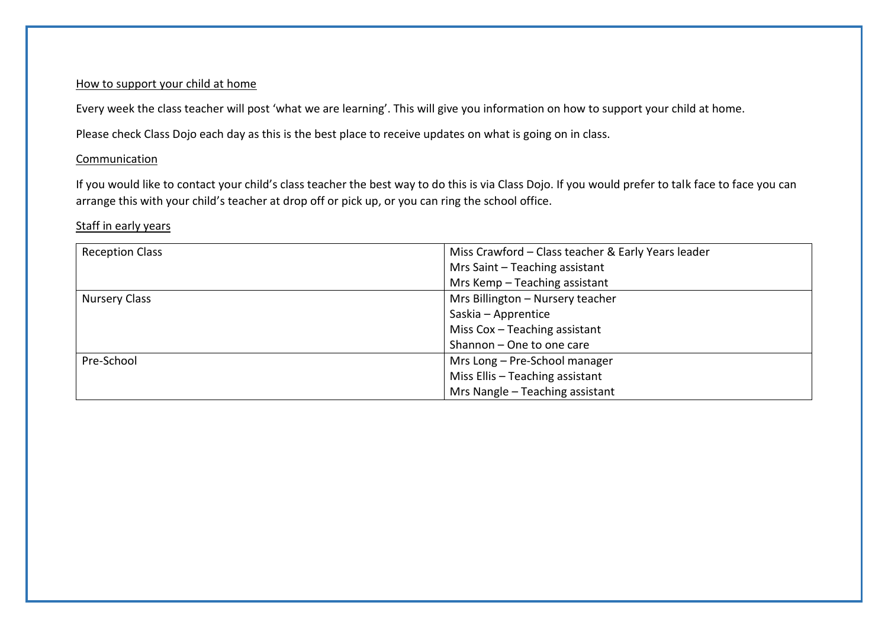## How to support your child at home

Every week the class teacher will post 'what we are learning'. This will give you information on how to support your child at home.

Please check Class Dojo each day as this is the best place to receive updates on what is going on in class.

## Communication

If you would like to contact your child's class teacher the best way to do this is via Class Dojo. If you would prefer to talk face to face you can arrange this with your child's teacher at drop off or pick up, or you can ring the school office.

## Staff in early years

| | |
|---|---|
| Reception Class | Miss Crawford – Class teacher & Early Years leader<br>Mrs Saint – Teaching assistant<br>Mrs Kemp – Teaching assistant |
| Nursery Class | Mrs Billington – Nursery teacher<br>Saskia – Apprentice<br>Miss Cox – Teaching assistant<br>Shannon – One to one care |
| Pre-School | Mrs Long – Pre-School manager<br>Miss Ellis – Teaching assistant<br>Mrs Nangle – Teaching assistant |